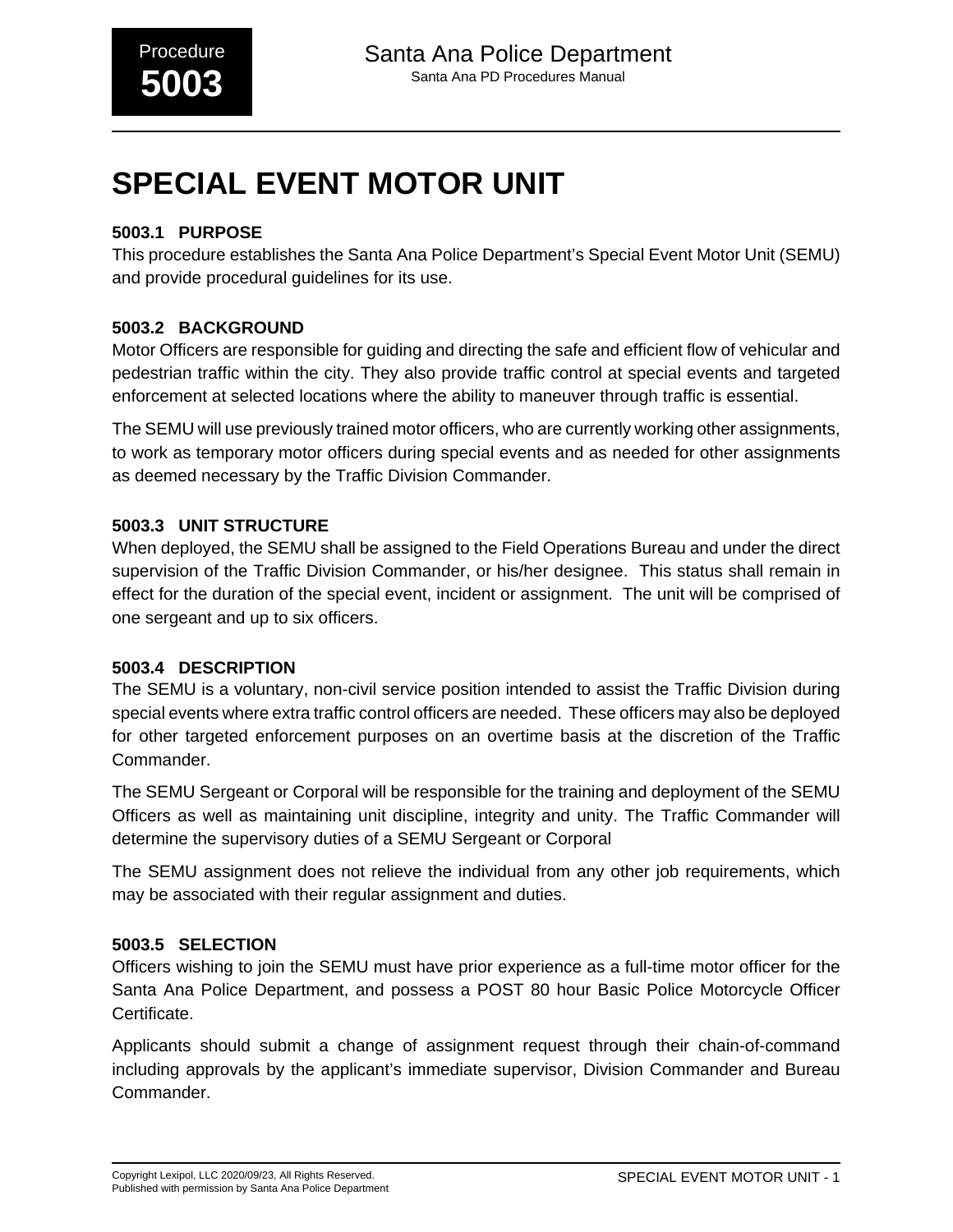# SPECIAL EVENT MOTOR UNIT

### 5003.1 PURPOSE

This procedure establishes the Santa Ana Police Department's Special Event Motor Unit (SEMU) and provide procedural guidelines for its use.

### 5003.2 BACKGROUND

Motor Officers are responsible for guiding and directing the safe and efficient flow of vehicular and pedestrian traffic within the city. They also provide traffic control at special events and targeted enforcement at selected locations where the ability to maneuver through traffic is essential.

The SEMU will use previously trained motor officers, who are currently working other assignments, to work as temporary motor officers during special events and as needed for other assignments as deemed necessary by the Traffic Division Commander.

### 5003.3 UNIT STRUCTURE

When deployed, the SEMU shall be assigned to the Field Operations Bureau and under the direct supervision of the Traffic Division Commander, or his/her designee. This status shall remain in effect for the duration of the special event, incident or assignment. The unit will be comprised of one sergeant and up to six officers.

### 5003.4 DESCRIPTION

The SEMU is a voluntary, non-civil service position intended to assist the Traffic Division during special events where extra traffic control officers are needed. These officers may also be deployed for other targeted enforcement purposes on an overtime basis at the discretion of the Traffic Commander.

The SEMU Sergeant or Corporal will be responsible for the training and deployment of the SEMU Officers as well as maintaining unit discipline, integrity and unity. The Traffic Commander will determine the supervisory duties of a SEMU Sergeant or Corporal

The SEMU assignment does not relieve the individual from any other job requirements, which may be associated with their regular assignment and duties.

### 5003.5 SELECTION

Officers wishing to join the SEMU must have prior experience as a full-time motor officer for the Santa Ana Police Department, and possess a POST 80 hour Basic Police Motorcycle Officer Certificate.

Applicants should submit a change of assignment request through their chain-of-command including approvals by the applicant's immediate supervisor, Division Commander and Bureau Commander.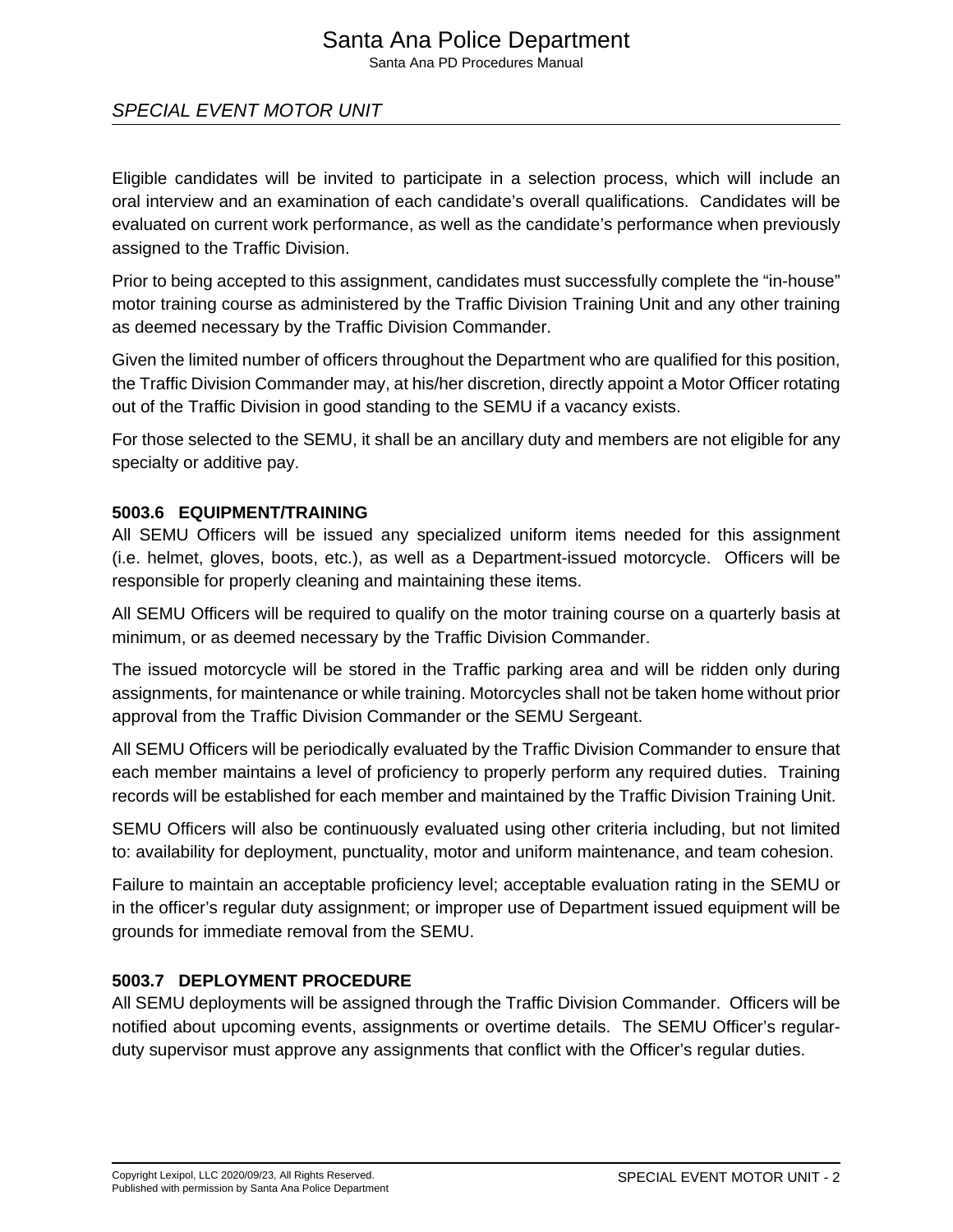Eligible candidates will be invited to participate in a selection process, which will include an oral interview and an examination of each candidate's overall qualifications. Candidates will be evaluated on current work performance, as well as the candidate's performance when previously assigned to the Traffic Division.

Prior to being accepted to this assignment, candidates must successfully complete the "in-house" motor training course as administered by the Traffic Division Training Unit and any other training as deemed necessary by the Traffic Division Commander.

Given the limited number of officers throughout the Department who are qualified for this position, the Traffic Division Commander may, at his/her discretion, directly appoint a Motor Officer rotating out of the Traffic Division in good standing to the SEMU if a vacancy exists.

For those selected to the SEMU, it shall be an ancillary duty and members are not eligible for any specialty or additive pay.

### 5003.6 EQUIPMENT/TRAINING

All SEMU Officers will be issued any specialized uniform items needed for this assignment (i.e. helmet, gloves, boots, etc.), as well as a Department-issued motorcycle. Officers will be responsible for properly cleaning and maintaining these items.

All SEMU Officers will be required to qualify on the motor training course on a quarterly basis at minimum, or as deemed necessary by the Traffic Division Commander.

The issued motorcycle will be stored in the Traffic parking area and will be ridden only during assignments, for maintenance or while training. Motorcycles shall not be taken home without prior approval from the Traffic Division Commander or the SEMU Sergeant.

All SEMU Officers will be periodically evaluated by the Traffic Division Commander to ensure that each member maintains a level of proficiency to properly perform any required duties. Training records will be established for each member and maintained by the Traffic Division Training Unit.

SEMU Officers will also be continuously evaluated using other criteria including, but not limited to: availability for deployment, punctuality, motor and uniform maintenance, and team cohesion.

Failure to maintain an acceptable proficiency level; acceptable evaluation rating in the SEMU or in the officer's regular duty assignment; or improper use of Department issued equipment will be grounds for immediate removal from the SEMU.

### 5003.7 DEPLOYMENT PROCEDURE

All SEMU deployments will be assigned through the Traffic Division Commander. Officers will be notified about upcoming events, assignments or overtime details. The SEMU Officer's regular-duty supervisor must approve any assignments that conflict with the Officer's regular duties.